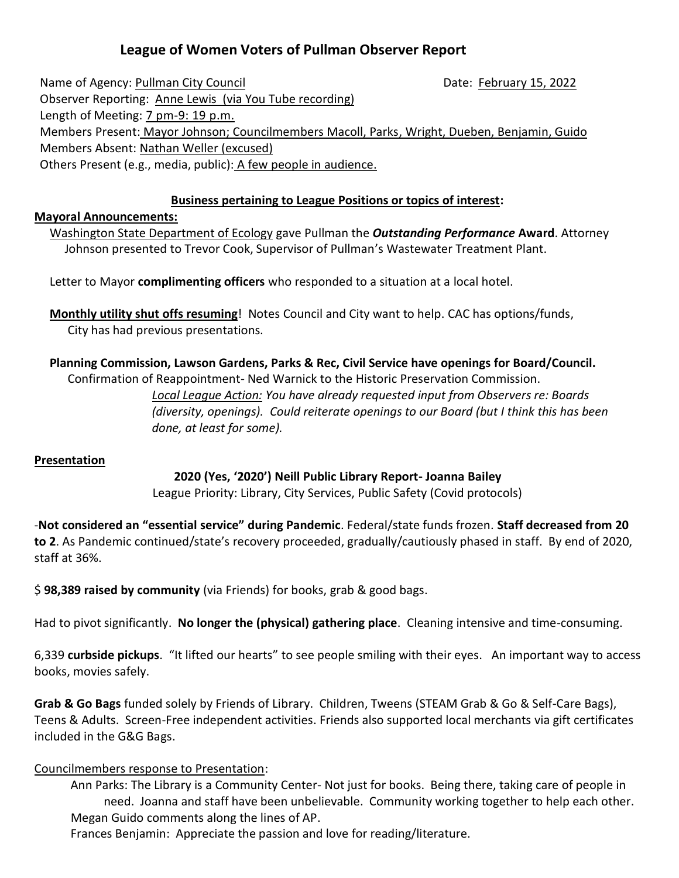# League of Women Voters of Pullman Observer Report

Name of Agency: Pullman City Council  Date: February 15, 2022

Observer Reporting: Anne Lewis (via You Tube recording)

Length of Meeting: 7 pm-9: 19 p.m.

Members Present: Mayor Johnson; Councilmembers Macoll, Parks, Wright, Dueben, Benjamin, Guido

Members Absent: Nathan Weller (excused)

Others Present (e.g., media, public): A few people in audience.

**Business pertaining to League Positions or topics of interest:**

**Mayoral Announcements:**

Washington State Department of Ecology gave Pullman the ***Outstanding Performance*** **Award**. Attorney Johnson presented to Trevor Cook, Supervisor of Pullman's Wastewater Treatment Plant.

Letter to Mayor **complimenting officers** who responded to a situation at a local hotel.

**Monthly utility shut offs resuming**! Notes Council and City want to help. CAC has options/funds, City has had previous presentations.

**Planning Commission, Lawson Gardens, Parks & Rec, Civil Service have openings for Board/Council.**

Confirmation of Reappointment- Ned Warnick to the Historic Preservation Commission.

*Local League Action: You have already requested input from Observers re: Boards (diversity, openings). Could reiterate openings to our Board (but I think this has been done, at least for some).*

**Presentation**

**2020 (Yes, '2020') Neill Public Library Report- Joanna Bailey**

League Priority: Library, City Services, Public Safety (Covid protocols)

-**Not considered an "essential service" during Pandemic**. Federal/state funds frozen. **Staff decreased from 20 to 2**. As Pandemic continued/state's recovery proceeded, gradually/cautiously phased in staff. By end of 2020, staff at 36%.

$ **98,389 raised by community** (via Friends) for books, grab & good bags.

Had to pivot significantly. **No longer the (physical) gathering place**. Cleaning intensive and time-consuming.

6,339 **curbside pickups**. "It lifted our hearts" to see people smiling with their eyes. An important way to access books, movies safely.

**Grab & Go Bags** funded solely by Friends of Library. Children, Tweens (STEAM Grab & Go & Self-Care Bags), Teens & Adults. Screen-Free independent activities. Friends also supported local merchants via gift certificates included in the G&G Bags.

Councilmembers response to Presentation:

Ann Parks: The Library is a Community Center- Not just for books. Being there, taking care of people in need. Joanna and staff have been unbelievable. Community working together to help each other.

Megan Guido comments along the lines of AP.

Frances Benjamin: Appreciate the passion and love for reading/literature.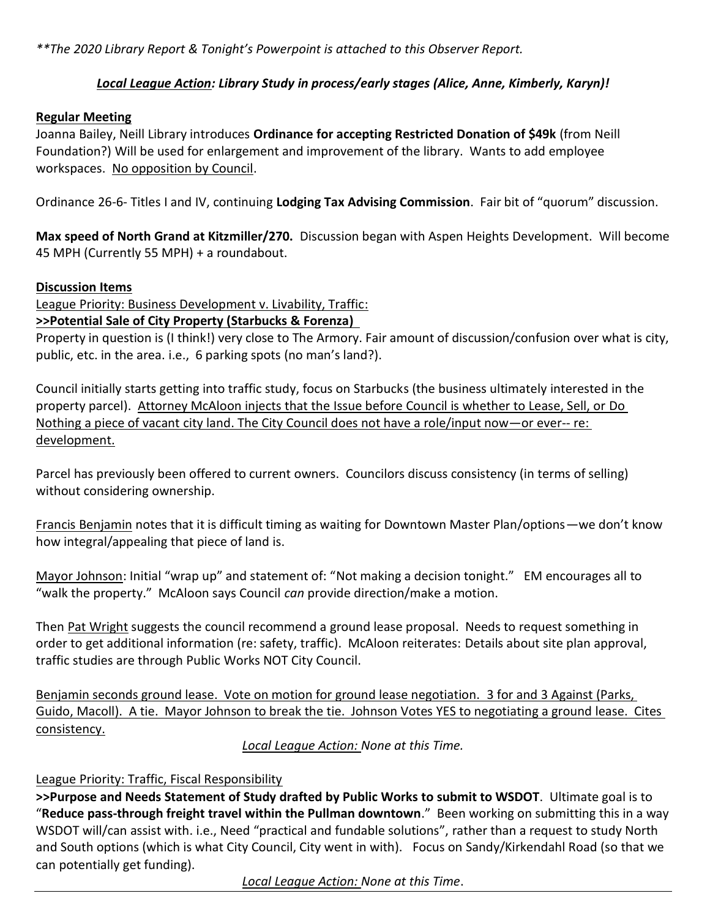*\*\*The 2020 Library Report & Tonight's Powerpoint is attached to this Observer Report.*

***<u>Local League Action</u>: Library Study in process/early stages (Alice, Anne, Kimberly, Karyn)!***

**<u>Regular Meeting</u>**

Joanna Bailey, Neill Library introduces **Ordinance for accepting Restricted Donation of $49k** (from Neill Foundation?) Will be used for enlargement and improvement of the library. Wants to add employee workspaces. <u>No opposition by Council</u>.

Ordinance 26-6- Titles I and IV, continuing **Lodging Tax Advising Commission**. Fair bit of "quorum" discussion.

**Max speed of North Grand at Kitzmiller/270.** Discussion began with Aspen Heights Development. Will become 45 MPH (Currently 55 MPH) + a roundabout.

**<u>Discussion Items</u>**

<u>League Priority: Business Development v. Livability, Traffic:</u>

**<u>>>Potential Sale of City Property (Starbucks & Forenza)</u>**

Property in question is (I think!) very close to The Armory. Fair amount of discussion/confusion over what is city, public, etc. in the area. i.e., 6 parking spots (no man's land?).

Council initially starts getting into traffic study, focus on Starbucks (the business ultimately interested in the property parcel). <u>Attorney McAloon injects that the Issue before Council is whether to Lease, Sell, or Do Nothing a piece of vacant city land. The City Council does not have a role/input now—or ever-- re: development.</u>

Parcel has previously been offered to current owners. Councilors discuss consistency (in terms of selling) without considering ownership.

<u>Francis Benjamin</u> notes that it is difficult timing as waiting for Downtown Master Plan/options—we don't know how integral/appealing that piece of land is.

<u>Mayor Johnson</u>: Initial "wrap up" and statement of: "Not making a decision tonight." EM encourages all to "walk the property." McAloon says Council *can* provide direction/make a motion.

Then <u>Pat Wright</u> suggests the council recommend a ground lease proposal. Needs to request something in order to get additional information (re: safety, traffic). McAloon reiterates: Details about site plan approval, traffic studies are through Public Works NOT City Council.

<u>Benjamin seconds ground lease. Vote on motion for ground lease negotiation. 3 for and 3 Against (Parks, Guido, Macoll). A tie. Mayor Johnson to break the tie. Johnson Votes YES to negotiating a ground lease. Cites consistency.</u>

*<u>Local League Action:</u> None at this Time.*

<u>League Priority: Traffic, Fiscal Responsibility</u>

**>>Purpose and Needs Statement of Study drafted by Public Works to submit to WSDOT**. Ultimate goal is to "**Reduce pass-through freight travel within the Pullman downtown**." Been working on submitting this in a way WSDOT will/can assist with. i.e., Need "practical and fundable solutions", rather than a request to study North and South options (which is what City Council, City went in with). Focus on Sandy/Kirkendahl Road (so that we can potentially get funding).

*<u>Local League Action:</u> None at this Time*.